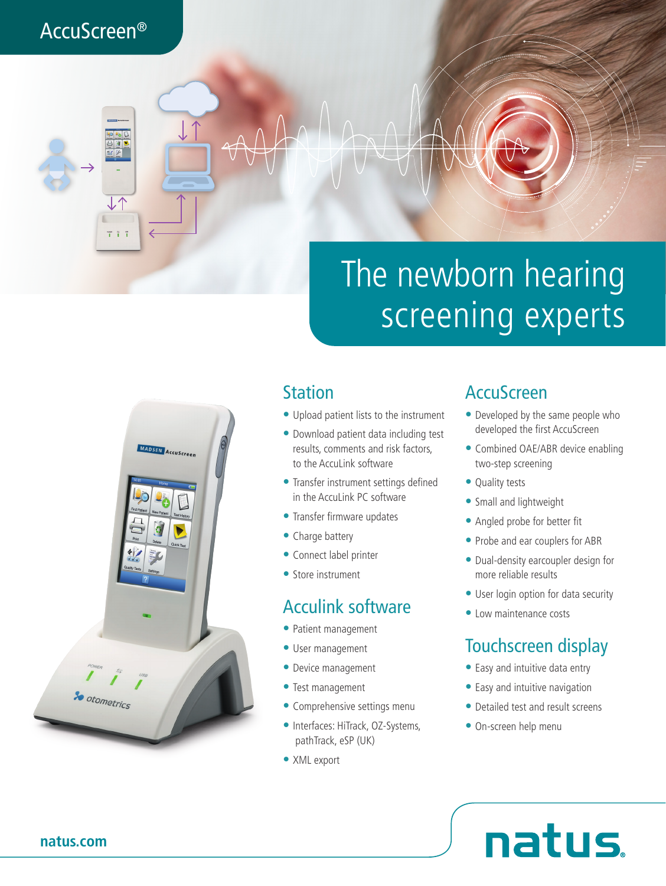AccuScreen®

# The newborn hearing screening experts

## Station

- Upload patient lists to the instrument
- Download patient data including test results, comments and risk factors, to the AccuLink software
- Transfer instrument settings defined in the AccuLink PC software
- Transfer firmware updates
- Charge battery
- Connect label printer
- Store instrument

## Acculink software

- Patient management
- User management
- Device management
- Test management
- Comprehensive settings menu
- Interfaces: HiTrack, OZ-Systems, pathTrack, eSP (UK)
- XML export

## AccuScreen

- Developed by the same people who developed the first AccuScreen
- Combined OAE/ABR device enabling two-step screening
- Quality tests
- Small and lightweight
- Angled probe for better fit
- Probe and ear couplers for ABR
- Dual-density earcoupler design for more reliable results
- User login option for data security
- Low maintenance costs

## Touchscreen display

- Easy and intuitive data entry
- Easy and intuitive navigation
- Detailed test and result screens
- On-screen help menu

natus.com

natus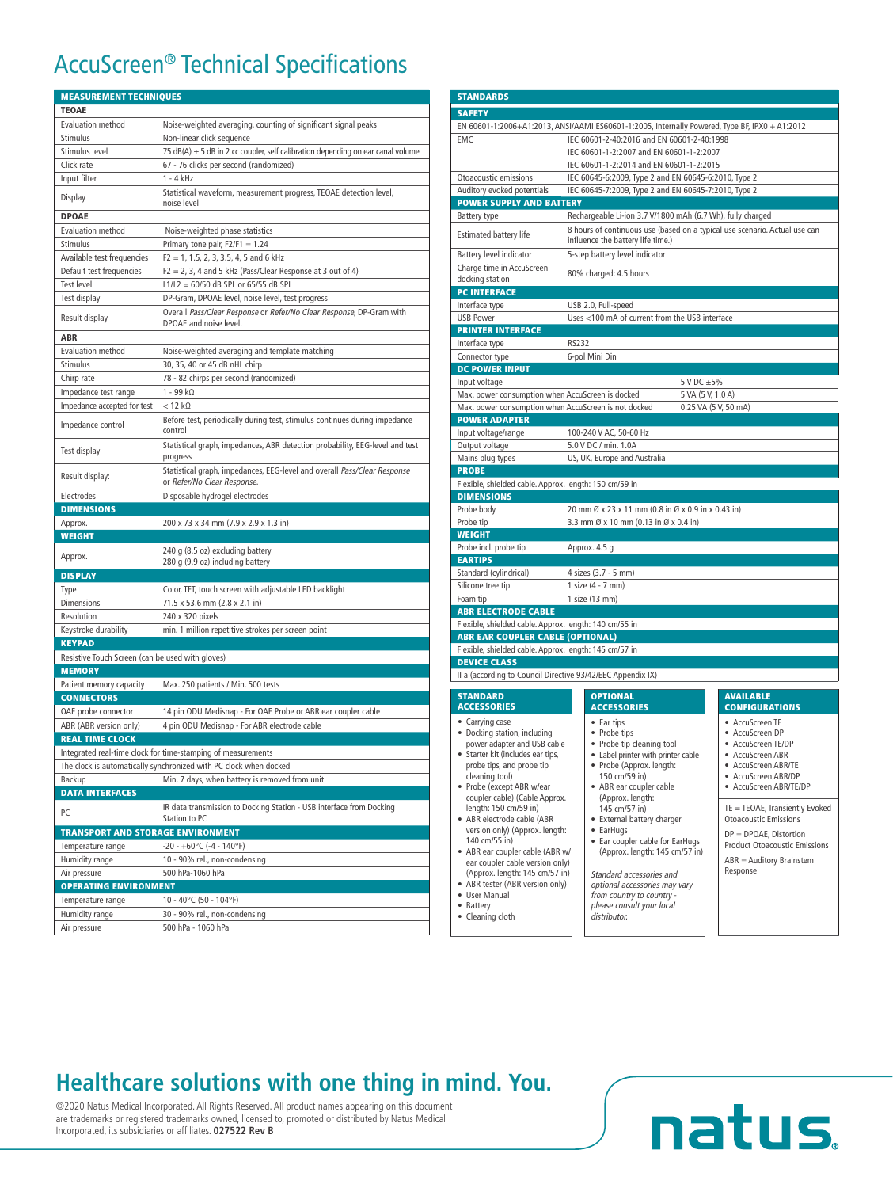# AccuScreen® Technical Specifications

| MEASUREMENT TECHNIQUES | |
|---|---|
| **TEOAE** | |
| Evaluation method | Noise-weighted averaging, counting of significant signal peaks |
| Stimulus | Non-linear click sequence |
| Stimulus level | 75 dB(A) ± 5 dB in 2 cc coupler, self calibration depending on ear canal volume |
| Click rate | 67 - 76 clicks per second (randomized) |
| Input filter | 1 - 4 kHz |
| Display | Statistical waveform, measurement progress, TEOAE detection level, noise level |
| **DPOAE** | |
| Evaluation method | Noise-weighted phase statistics |
| Stimulus | Primary tone pair, F2/F1 = 1.24 |
| Available test frequencies | F2 = 1, 1.5, 2, 3, 3.5, 4, 5 and 6 kHz |
| Default test frequencies | F2 = 2, 3, 4 and 5 kHz (Pass/Clear Response at 3 out of 4) |
| Test level | L1/L2 = 60/50 dB SPL or 65/55 dB SPL |
| Test display | DP-Gram, DPOAE level, noise level, test progress |
| Result display | Overall *Pass/Clear Response* or *Refer/No Clear Response*, DP-Gram with DPOAE and noise level. |
| **ABR** | |
| Evaluation method | Noise-weighted averaging and template matching |
| Stimulus | 30, 35, 40 or 45 dB nHL chirp |
| Chirp rate | 78 - 82 chirps per second (randomized) |
| Impedance test range | 1 - 99 kΩ |
| Impedance accepted for test | < 12 kΩ |
| Impedance control | Before test, periodically during test, stimulus continues during impedance control |
| Test display | Statistical graph, impedances, ABR detection probability, EEG-level and test progress |
| Result display: | Statistical graph, impedances, EEG-level and overall *Pass/Clear Response* or *Refer/No Clear Response*. |
| Electrodes | Disposable hydrogel electrodes |
| **DIMENSIONS** | |
| Approx. | 200 x 73 x 34 mm (7.9 x 2.9 x 1.3 in) |
| **WEIGHT** | |
| Approx. | 240 g (8.5 oz) excluding battery<br>280 g (9.9 oz) including battery |
| **DISPLAY** | |
| Type | Color, TFT, touch screen with adjustable LED backlight |
| Dimensions | 71.5 x 53.6 mm (2.8 x 2.1 in) |
| Resolution | 240 x 320 pixels |
| Keystroke durability | min. 1 million repetitive strokes per screen point |
| **KEYPAD** | |
| Resistive Touch Screen (can be used with gloves) | |
| **MEMORY** | |
| Patient memory capacity | Max. 250 patients / Min. 500 tests |
| **CONNECTORS** | |
| OAE probe connector | 14 pin ODU Medisnap - For OAE Probe or ABR ear coupler cable |
| ABR (ABR version only) | 4 pin ODU Medisnap - For ABR electrode cable |
| **REAL TIME CLOCK** | |
| Integrated real-time clock for time-stamping of measurements | |
| The clock is automatically synchronized with PC clock when docked | |
| Backup | Min. 7 days, when battery is removed from unit |
| **DATA INTERFACES** | |
| PC | IR data transmission to Docking Station - USB interface from Docking Station to PC |
| **TRANSPORT AND STORAGE ENVIRONMENT** | |
| Temperature range | -20 - +60°C (-4 - 140°F) |
| Humidity range | 10 - 90% rel., non-condensing |
| Air pressure | 500 hPa-1060 hPa |
| **OPERATING ENVIRONMENT** | |
| Temperature range | 10 - 40°C (50 - 104°F) |
| Humidity range | 30 - 90% rel., non-condensing |
| Air pressure | 500 hPa - 1060 hPa |

| STANDARDS | | |
|---|---|---|
| **SAFETY** | | |
| EN 60601-1:2006+A1:2013, ANSI/AAMI ES60601-1:2005, Internally Powered, Type BF, IPX0 + A1:2012 | | |
| EMC | IEC 60601-2-40:2016 and EN 60601-2-40:1998<br>IEC 60601-1-2:2007 and EN 60601-1-2:2007<br>IEC 60601-1-2:2014 and EN 60601-1-2:2015 | |
| Otoacoustic emissions | IEC 60645-6:2009, Type 2 and EN 60645-6:2010, Type 2 | |
| Auditory evoked potentials | IEC 60645-7:2009, Type 2 and EN 60645-7:2010, Type 2 | |
| **POWER SUPPLY AND BATTERY** | | |
| Battery type | Rechargeable Li-ion 3.7 V/1800 mAh (6.7 Wh), fully charged | |
| Estimated battery life | 8 hours of continuous use (based on a typical use scenario. Actual use can influence the battery life time.) | |
| Battery level indicator | 5-step battery level indicator | |
| Charge time in AccuScreen docking station | 80% charged: 4.5 hours | |
| **PC INTERFACE** | | |
| Interface type | USB 2.0, Full-speed | |
| USB Power | Uses <100 mA of current from the USB interface | |
| **PRINTER INTERFACE** | | |
| Interface type | RS232 | |
| Connector type | 6-pol Mini Din | |
| **DC POWER INPUT** | | |
| Input voltage | | 5 V DC ±5% |
| Max. power consumption when AccuScreen is docked | | 5 VA (5 V, 1.0 A) |
| Max. power consumption when AccuScreen is not docked | | 0.25 VA (5 V, 50 mA) |
| **POWER ADAPTER** | | |
| Input voltage/range | 100-240 V AC, 50-60 Hz | |
| Output voltage | 5.0 V DC / min. 1.0A | |
| Mains plug types | US, UK, Europe and Australia | |
| **PROBE** | | |
| Flexible, shielded cable. Approx. length: 150 cm/59 in | | |
| **DIMENSIONS** | | |
| Probe body | 20 mm Ø x 23 x 11 mm (0.8 in Ø x 0.9 in x 0.43 in) | |
| Probe tip | 3.3 mm Ø x 10 mm (0.13 in Ø x 0.4 in) | |
| **WEIGHT** | | |
| Probe incl. probe tip | Approx. 4.5 g | |
| **EARTIPS** | | |
| Standard (cylindrical) | 4 sizes (3.7 - 5 mm) | |
| Silicone tree tip | 1 size (4 - 7 mm) | |
| Foam tip | 1 size (13 mm) | |
| **ABR ELECTRODE CABLE** | | |
| Flexible, shielded cable. Approx. length: 140 cm/55 in | | |
| **ABR EAR COUPLER CABLE (OPTIONAL)** | | |
| Flexible, shielded cable. Approx. length: 145 cm/57 in | | |
| **DEVICE CLASS** | | |
| II a (according to Council Directive 93/42/EEC Appendix IX) | | |

### STANDARD ACCESSORIES

- Carrying case
- Docking station, including power adapter and USB cable
- Starter kit (includes ear tips, probe tips, and probe tip cleaning tool)
- Probe (except ABR w/ear coupler cable) (Cable Approx. length: 150 cm/59 in)
- ABR electrode cable (ABR version only) (Approx. length: 140 cm/55 in)
- ABR ear coupler cable (ABR w/ ear coupler cable version only) (Approx. length: 145 cm/57 in)
- ABR tester (ABR version only)
- User Manual
- Battery
- Cleaning cloth

### OPTIONAL ACCESSORIES

- Ear tips
- Probe tips
- Probe tip cleaning tool
- Label printer with printer cable
- Probe (Approx. length: 150 cm/59 in)
- ABR ear coupler cable (Approx. length: 145 cm/57 in)
- External battery charger
- EarHugs
- Ear coupler cable for EarHugs (Approx. length: 145 cm/57 in)

*Standard accessories and optional accessories may vary from country to country - please consult your local distributor.*

### AVAILABLE CONFIGURATIONS

- AccuScreen TE
- AccuScreen DP
- AccuScreen TE/DP
- AccuScreen ABR
- AccuScreen ABR/TE
- AccuScreen ABR/DP
- AccuScreen ABR/TE/DP

TE = TEOAE, Transiently Evoked Otoacoustic Emissions

DP = DPOAE, Distortion Product Otoacoustic Emissions

ABR = Auditory Brainstem Response

## Healthcare solutions with one thing in mind. You.

©2020 Natus Medical Incorporated. All Rights Reserved. All product names appearing on this document are trademarks or registered trademarks owned, licensed to, promoted or distributed by Natus Medical Incorporated, its subsidiaries or affiliates. **027522 Rev B**

natus.